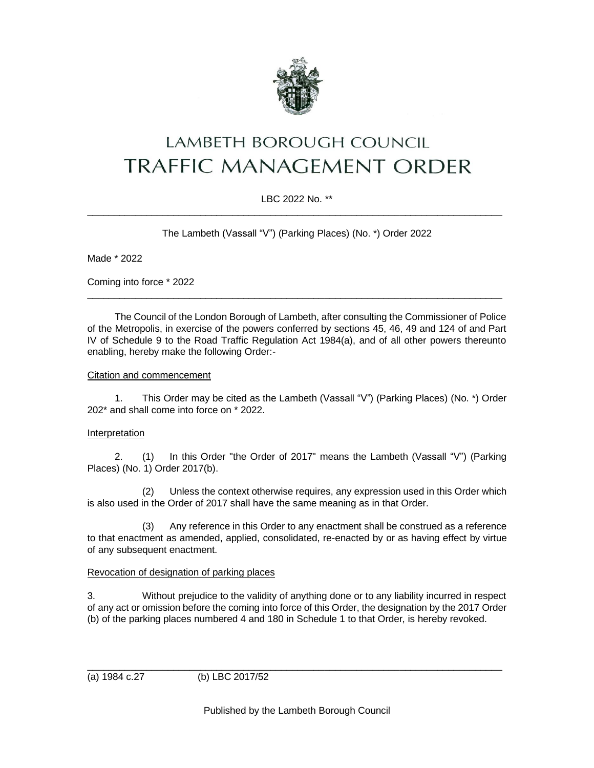# LAMBETH BOROUGH COUNCIL
# TRAFFIC MANAGEMENT ORDER

LBC 2022 No. **

---

The Lambeth (Vassall "V") (Parking Places) (No. *) Order 2022

Made * 2022

Coming into force * 2022

---

The Council of the London Borough of Lambeth, after consulting the Commissioner of Police of the Metropolis, in exercise of the powers conferred by sections 45, 46, 49 and 124 of and Part IV of Schedule 9 to the Road Traffic Regulation Act 1984(a), and of all other powers thereunto enabling, hereby make the following Order:-

Citation and commencement

1. This Order may be cited as the Lambeth (Vassall "V") (Parking Places) (No. *) Order 202* and shall come into force on * 2022.

Interpretation

2. (1) In this Order "the Order of 2017" means the Lambeth (Vassall "V") (Parking Places) (No. 1) Order 2017(b).

(2) Unless the context otherwise requires, any expression used in this Order which is also used in the Order of 2017 shall have the same meaning as in that Order.

(3) Any reference in this Order to any enactment shall be construed as a reference to that enactment as amended, applied, consolidated, re-enacted by or as having effect by virtue of any subsequent enactment.

Revocation of designation of parking places

3. Without prejudice to the validity of anything done or to any liability incurred in respect of any act or omission before the coming into force of this Order, the designation by the 2017 Order (b) of the parking places numbered 4 and 180 in Schedule 1 to that Order, is hereby revoked.

---

(a) 1984 c.27 (b) LBC 2017/52

Published by the Lambeth Borough Council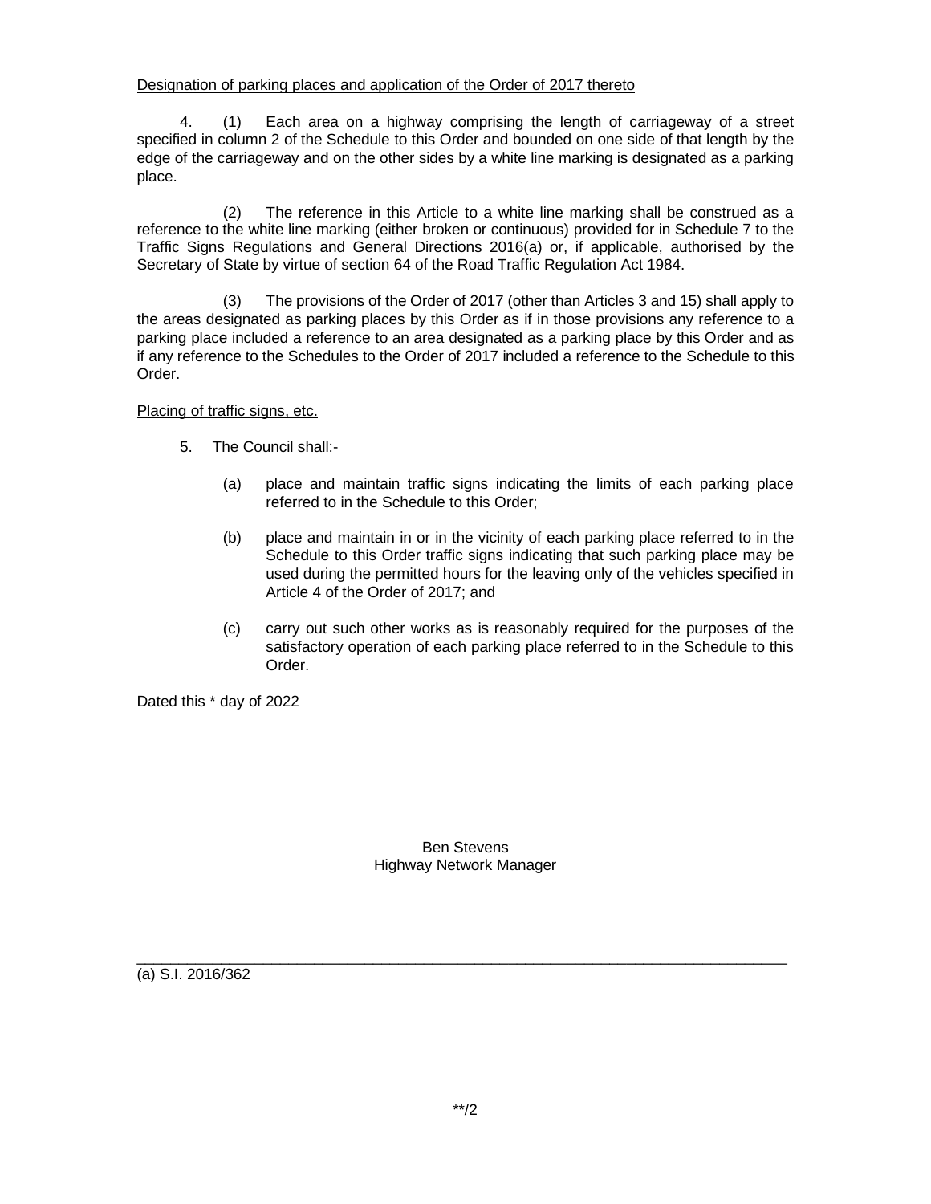Designation of parking places and application of the Order of 2017 thereto

4. (1) Each area on a highway comprising the length of carriageway of a street specified in column 2 of the Schedule to this Order and bounded on one side of that length by the edge of the carriageway and on the other sides by a white line marking is designated as a parking place.

(2) The reference in this Article to a white line marking shall be construed as a reference to the white line marking (either broken or continuous) provided for in Schedule 7 to the Traffic Signs Regulations and General Directions 2016(a) or, if applicable, authorised by the Secretary of State by virtue of section 64 of the Road Traffic Regulation Act 1984.

(3) The provisions of the Order of 2017 (other than Articles 3 and 15) shall apply to the areas designated as parking places by this Order as if in those provisions any reference to a parking place included a reference to an area designated as a parking place by this Order and as if any reference to the Schedules to the Order of 2017 included a reference to the Schedule to this Order.

Placing of traffic signs, etc.

5. The Council shall:-

(a) place and maintain traffic signs indicating the limits of each parking place referred to in the Schedule to this Order;

(b) place and maintain in or in the vicinity of each parking place referred to in the Schedule to this Order traffic signs indicating that such parking place may be used during the permitted hours for the leaving only of the vehicles specified in Article 4 of the Order of 2017; and

(c) carry out such other works as is reasonably required for the purposes of the satisfactory operation of each parking place referred to in the Schedule to this Order.

Dated this * day of 2022

Ben Stevens
Highway Network Manager

---

(a) S.I. 2016/362

**/2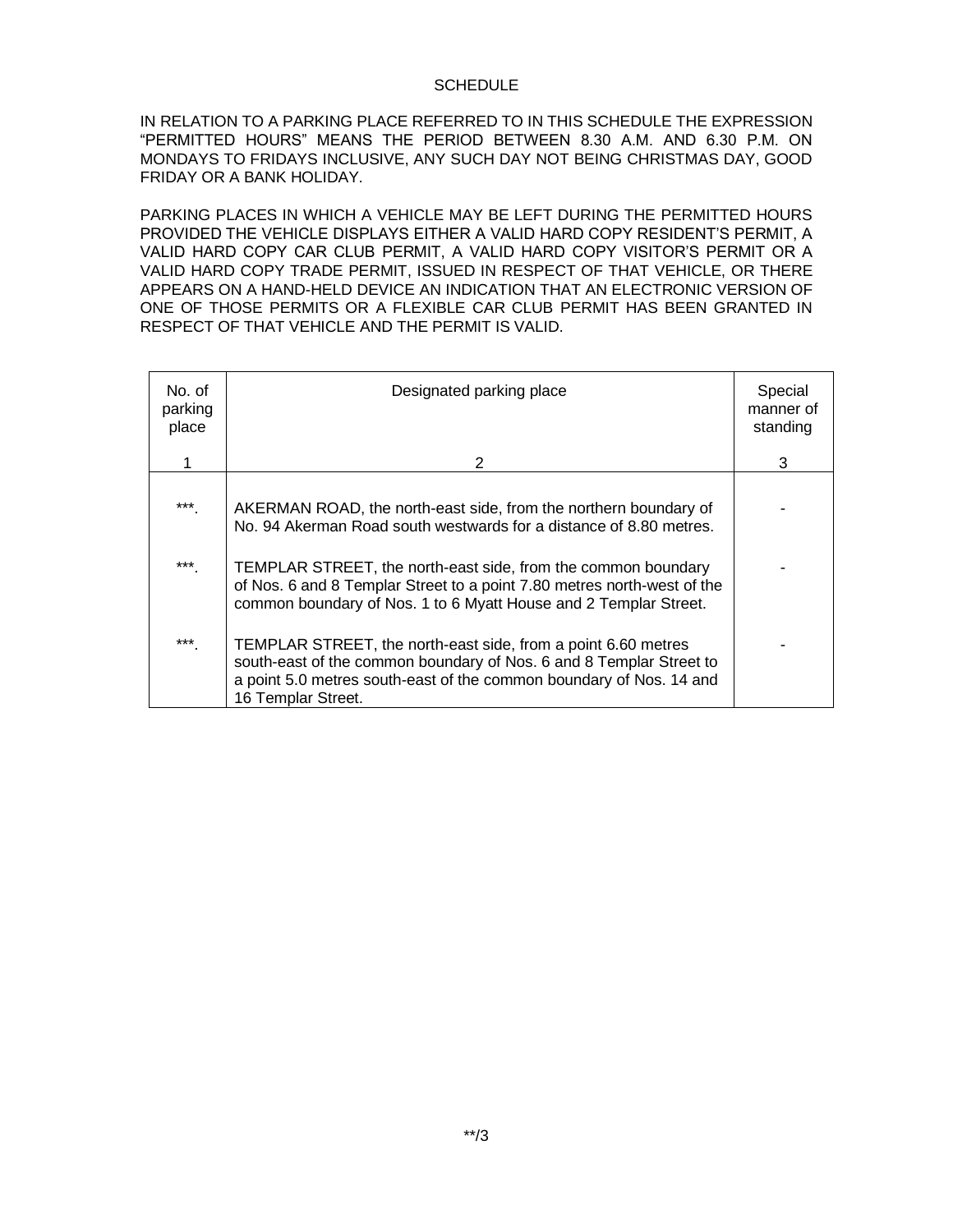SCHEDULE

IN RELATION TO A PARKING PLACE REFERRED TO IN THIS SCHEDULE THE EXPRESSION "PERMITTED HOURS" MEANS THE PERIOD BETWEEN 8.30 A.M. AND 6.30 P.M. ON MONDAYS TO FRIDAYS INCLUSIVE, ANY SUCH DAY NOT BEING CHRISTMAS DAY, GOOD FRIDAY OR A BANK HOLIDAY.

PARKING PLACES IN WHICH A VEHICLE MAY BE LEFT DURING THE PERMITTED HOURS PROVIDED THE VEHICLE DISPLAYS EITHER A VALID HARD COPY RESIDENT'S PERMIT, A VALID HARD COPY CAR CLUB PERMIT, A VALID HARD COPY VISITOR'S PERMIT OR A VALID HARD COPY TRADE PERMIT, ISSUED IN RESPECT OF THAT VEHICLE, OR THERE APPEARS ON A HAND-HELD DEVICE AN INDICATION THAT AN ELECTRONIC VERSION OF ONE OF THOSE PERMITS OR A FLEXIBLE CAR CLUB PERMIT HAS BEEN GRANTED IN RESPECT OF THAT VEHICLE AND THE PERMIT IS VALID.

| No. of parking place<br>1 | Designated parking place<br>2 | Special manner of standing<br>3 |
|---|---|---|
| ***. | AKERMAN ROAD, the north-east side, from the northern boundary of No. 94 Akerman Road south westwards for a distance of 8.80 metres. | - |
| ***. | TEMPLAR STREET, the north-east side, from the common boundary of Nos. 6 and 8 Templar Street to a point 7.80 metres north-west of the common boundary of Nos. 1 to 6 Myatt House and 2 Templar Street. | - |
| ***. | TEMPLAR STREET, the north-east side, from a point 6.60 metres south-east of the common boundary of Nos. 6 and 8 Templar Street to a point 5.0 metres south-east of the common boundary of Nos. 14 and 16 Templar Street. | - |

**/3